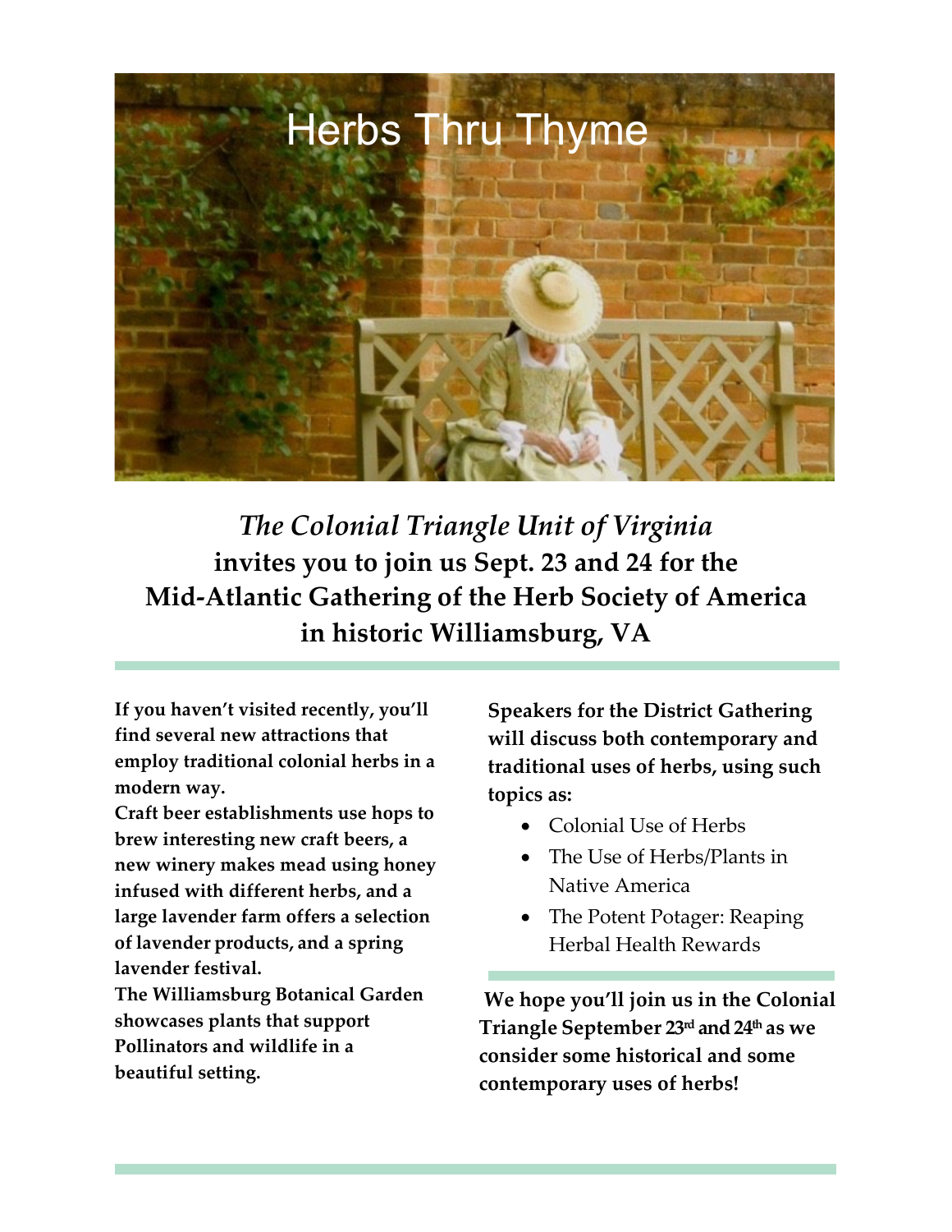# Herbs Thru Thyme

***The Colonial Triangle Unit of Virginia***
**invites you to join us Sept. 23 and 24 for the Mid-Atlantic Gathering of the Herb Society of America in historic Williamsburg, VA**

**If you haven't visited recently, you'll find several new attractions that employ traditional colonial herbs in a modern way.**

**Craft beer establishments use hops to brew interesting new craft beers, a new winery makes mead using honey infused with different herbs, and a large lavender farm offers a selection of lavender products, and a spring lavender festival.**

**The Williamsburg Botanical Garden showcases plants that support Pollinators and wildlife in a beautiful setting.**

**Speakers for the District Gathering will discuss both contemporary and traditional uses of herbs, using such topics as:**

- Colonial Use of Herbs
- The Use of Herbs/Plants in Native America
- The Potent Potager: Reaping Herbal Health Rewards

**We hope you'll join us in the Colonial Triangle September 23rd and 24th as we consider some historical and some contemporary uses of herbs!**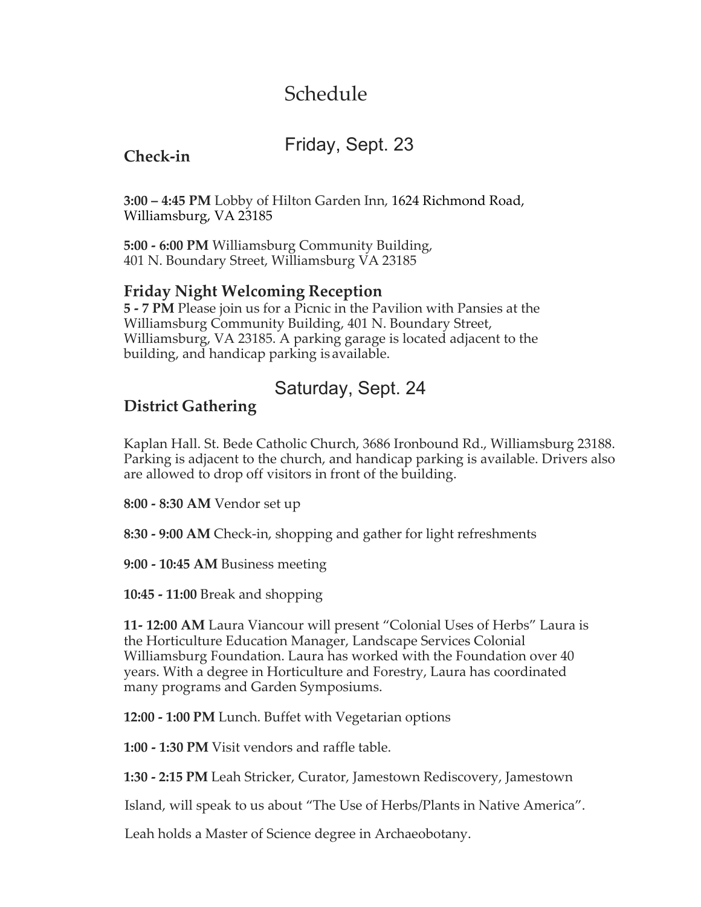# Schedule

## Friday, Sept. 23

### Check-in

**3:00 – 4:45 PM** Lobby of Hilton Garden Inn, 1624 Richmond Road, Williamsburg, VA 23185

**5:00 - 6:00 PM** Williamsburg Community Building, 401 N. Boundary Street, Williamsburg VA 23185

### Friday Night Welcoming Reception

**5 - 7 PM** Please join us for a Picnic in the Pavilion with Pansies at the Williamsburg Community Building, 401 N. Boundary Street, Williamsburg, VA 23185. A parking garage is located adjacent to the building, and handicap parking is available.

## Saturday, Sept. 24

### District Gathering

Kaplan Hall. St. Bede Catholic Church, 3686 Ironbound Rd., Williamsburg 23188. Parking is adjacent to the church, and handicap parking is available. Drivers also are allowed to drop off visitors in front of the building.

**8:00 - 8:30 AM** Vendor set up

**8:30 - 9:00 AM** Check-in, shopping and gather for light refreshments

**9:00 - 10:45 AM** Business meeting

**10:45 - 11:00** Break and shopping

**11- 12:00 AM** Laura Viancour will present "Colonial Uses of Herbs" Laura is the Horticulture Education Manager, Landscape Services Colonial Williamsburg Foundation. Laura has worked with the Foundation over 40 years. With a degree in Horticulture and Forestry, Laura has coordinated many programs and Garden Symposiums.

**12:00 - 1:00 PM** Lunch. Buffet with Vegetarian options

**1:00 - 1:30 PM** Visit vendors and raffle table.

**1:30 - 2:15 PM** Leah Stricker, Curator, Jamestown Rediscovery, Jamestown Island, will speak to us about "The Use of Herbs/Plants in Native America".

Leah holds a Master of Science degree in Archaeobotany.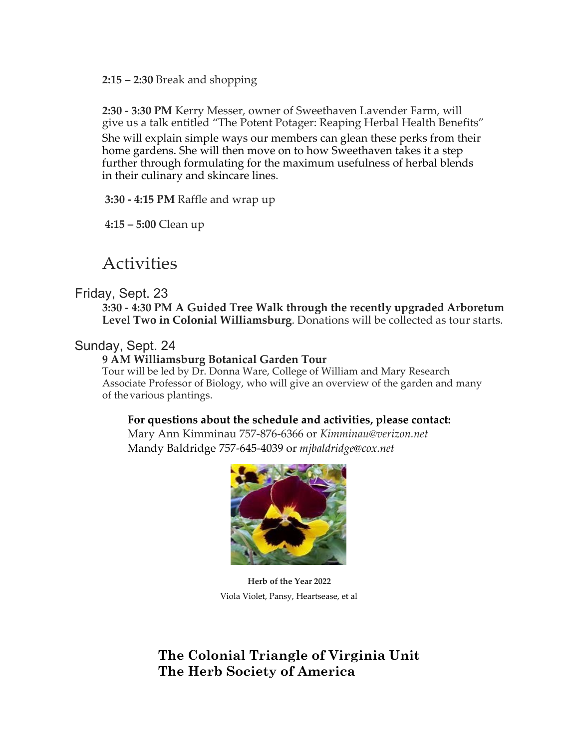**2:15 – 2:30** Break and shopping

**2:30 - 3:30 PM** Kerry Messer, owner of Sweethaven Lavender Farm, will give us a talk entitled "The Potent Potager: Reaping Herbal Health Benefits" She will explain simple ways our members can glean these perks from their home gardens. She will then move on to how Sweethaven takes it a step further through formulating for the maximum usefulness of herbal blends in their culinary and skincare lines.

**3:30 - 4:15 PM** Raffle and wrap up

**4:15 – 5:00** Clean up

## Activities

### Friday, Sept. 23

**3:30 - 4:30 PM A Guided Tree Walk through the recently upgraded Arboretum Level Two in Colonial Williamsburg**. Donations will be collected as tour starts.

### Sunday, Sept. 24

**9 AM Williamsburg Botanical Garden Tour**

Tour will be led by Dr. Donna Ware, College of William and Mary Research Associate Professor of Biology, who will give an overview of the garden and many of the various plantings.

**For questions about the schedule and activities, please contact:**

Mary Ann Kimminau 757-876-6366 or *Kimminau@verizon.net*

Mandy Baldridge 757-645-4039 or *mjbaldridge@cox.net*

**Herb of the Year 2022**

Viola Violet, Pansy, Heartsease, et al

**The Colonial Triangle of Virginia Unit**
**The Herb Society of America**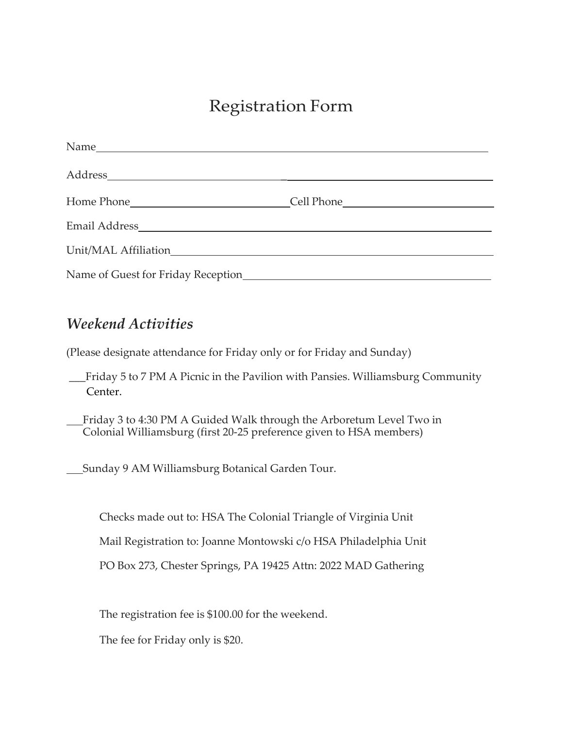# Registration Form

Name\_\_\_\_\_\_\_\_\_\_\_\_\_\_\_\_\_\_\_\_\_\_\_\_\_\_\_\_\_\_\_\_\_\_\_\_\_\_\_\_\_\_\_\_\_\_\_\_\_\_\_\_\_\_\_\_

Address\_\_\_\_\_\_\_\_\_\_\_\_\_\_\_\_\_\_\_\_\_\_\_\_\_\_\_\_\_\_\_\_\_\_\_\_\_\_\_\_\_\_\_\_\_\_\_\_\_\_\_\_\_\_

Home Phone\_\_\_\_\_\_\_\_\_\_\_\_\_\_\_\_\_\_\_\_\_\_\_\_ Cell Phone\_\_\_\_\_\_\_\_\_\_\_\_\_\_\_\_\_\_\_\_\_\_\_\_

Email Address\_\_\_\_\_\_\_\_\_\_\_\_\_\_\_\_\_\_\_\_\_\_\_\_\_\_\_\_\_\_\_\_\_\_\_\_\_\_\_\_\_\_\_\_\_\_\_\_

Unit/MAL Affiliation\_\_\_\_\_\_\_\_\_\_\_\_\_\_\_\_\_\_\_\_\_\_\_\_\_\_\_\_\_\_\_\_\_\_\_\_\_\_\_\_\_\_\_\_

Name of Guest for Friday Reception\_\_\_\_\_\_\_\_\_\_\_\_\_\_\_\_\_\_\_\_\_\_\_\_\_\_\_\_\_\_\_\_

## *Weekend Activities*

(Please designate attendance for Friday only or for Friday and Sunday)

\_\_\_Friday 5 to 7 PM A Picnic in the Pavilion with Pansies. Williamsburg Community Center.

\_\_\_Friday 3 to 4:30 PM A Guided Walk through the Arboretum Level Two in Colonial Williamsburg (first 20-25 preference given to HSA members)

\_\_\_Sunday 9 AM Williamsburg Botanical Garden Tour.

Checks made out to: HSA The Colonial Triangle of Virginia Unit

Mail Registration to: Joanne Montowski c/o HSA Philadelphia Unit

PO Box 273, Chester Springs, PA 19425 Attn: 2022 MAD Gathering

The registration fee is $100.00 for the weekend.

The fee for Friday only is $20.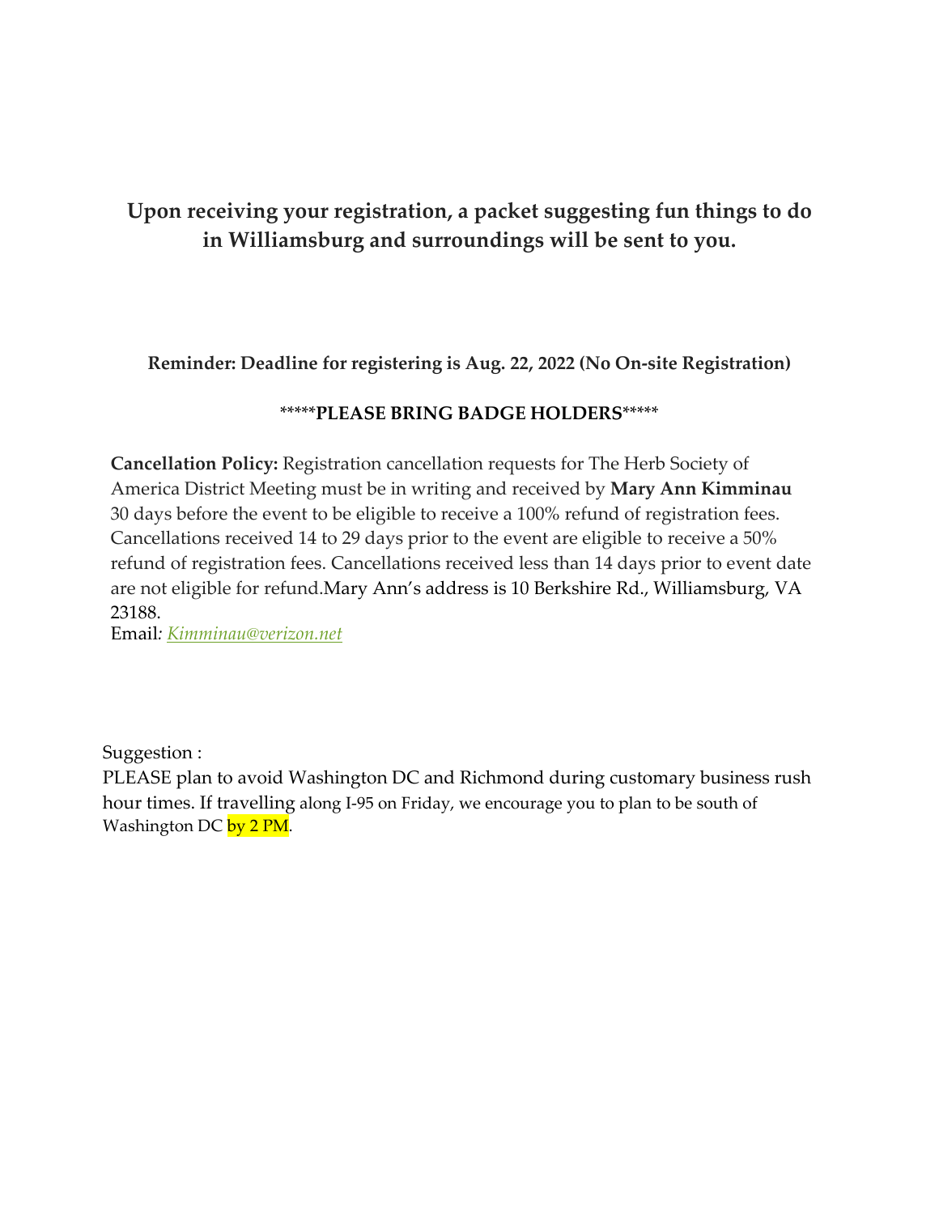**Upon receiving your registration, a packet suggesting fun things to do in Williamsburg and surroundings will be sent to you.**

**Reminder: Deadline for registering is Aug. 22, 2022 (No On-site Registration)**

*****PLEASE BRING BADGE HOLDERS*****

**Cancellation Policy:** Registration cancellation requests for The Herb Society of America District Meeting must be in writing and received by **Mary Ann Kimminau** 30 days before the event to be eligible to receive a 100% refund of registration fees. Cancellations received 14 to 29 days prior to the event are eligible to receive a 50% refund of registration fees. Cancellations received less than 14 days prior to event date are not eligible for refund.Mary Ann's address is 10 Berkshire Rd., Williamsburg, VA 23188.
Email*: [Kimminau@verizon.net](mailto:Kimminau@verizon.net)*

Suggestion :
PLEASE plan to avoid Washington DC and Richmond during customary business rush hour times. If travelling along I-95 on Friday, we encourage you to plan to be south of Washington DC by 2 PM.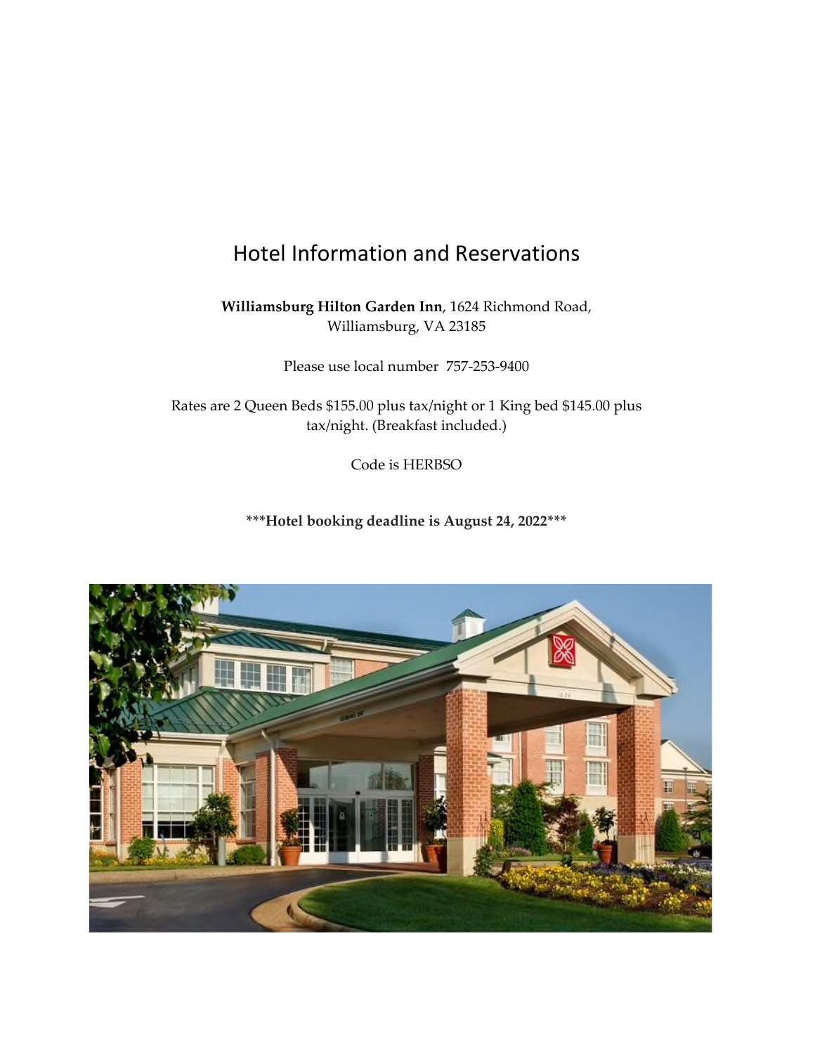# Hotel Information and Reservations

**Williamsburg Hilton Garden Inn**, 1624 Richmond Road, Williamsburg, VA 23185

Please use local number 757-253-9400

Rates are 2 Queen Beds $155.00 plus tax/night or 1 King bed $145.00 plus tax/night. (Breakfast included.)

Code is HERBSO

**\*\*\*Hotel booking deadline is August 24, 2022\*\*\***